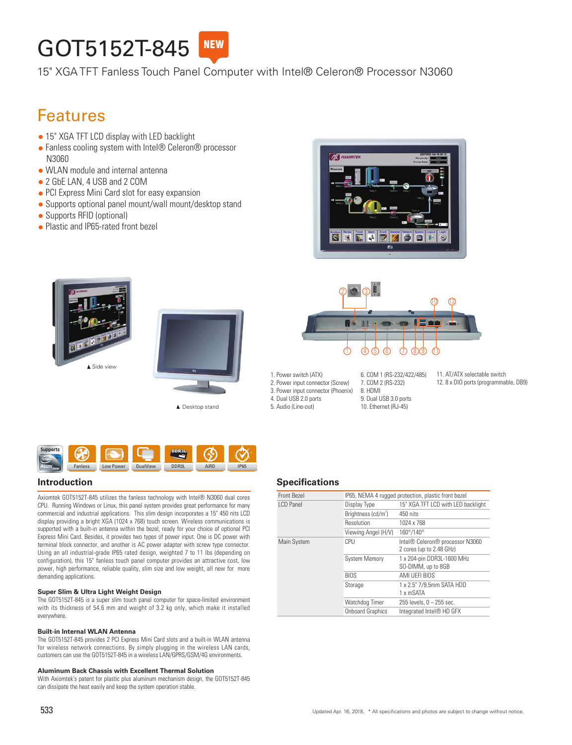# GOT5152T-845 NEW

15" XGA TFT Fanless Touch Panel Computer with Intel® Celeron® Processor N3060

## Features

- 15" XGA TFT LCD display with LED backlight
- Fanless cooling system with Intel® Celeron® processor N3060
- WLAN module and internal antenna
- 2 GbE LAN, 4 USB and 2 COM
- PCI Express Mini Card slot for easy expansion
- Supports optional panel mount/wall mount/desktop stand
- Supports RFID (optional)
- Plastic and IP65-rated front bezel

▲ Side view

▲ Desktop stand

1. Power switch (ATX)
2. Power input connector (Screw)
3. Power input connector (Phoenix)
4. Dual USB 2.0 ports
5. Audio (Line-out)
6. COM 1 (RS-232/422/485)
7. COM 2 (RS-232)
8. HDMI
9. Dual USB 3.0 ports
10. Ethernet (RJ-45)
11. AT/ATX selectable switch
12. 8 x DIO ports (programmable, DB9)

Supports Intel Atom | Fanless | Low Power | DualView | DDR3L | AiRD | IP65

## Introduction

Axiomtek GOT5152T-845 utilizes the fanless technology with Intel® N3060 dual cores CPU. Running Windows or Linux, this panel system provides great performance for many commercial and industrial applications. This slim design incorporates a 15" 450 nits LCD display providing a bright XGA (1024 x 768) touch screen. Wireless communications is supported with a built-in antenna within the bezel, ready for your choice of optional PCI Express Mini Card. Besides, it provides two types of power input. One is DC power with terminal block connector, and another is AC power adapter with screw type connector. Using an all industrial-grade IP65 rated design, weighted 7 to 11 lbs (depending on configuration), this 15" fanless touch panel computer provides an attractive cost, low power, high performance, reliable quality, slim size and low weight, all new for more demanding applications.

### Super Slim & Ultra Light Weight Design

The GOT5152T-845 is a super slim touch panel computer for space-limited environment with its thickness of 54.6 mm and weight of 3.2 kg only, which make it installed everywhere.

### Built-in Internal WLAN Antenna

The GOT5152T-845 provides 2 PCI Express Mini Card slots and a built-in WLAN antenna for wireless network connections. By simply plugging in the wireless LAN cards, customers can use the GOT5152T-845 in a wireless LAN/GPRS/GSM/4G environments.

### Aluminum Back Chassis with Excellent Thermal Solution

With Axiomtek's patent for plastic plus aluminum mechanism design, the GOT5152T-845 can dissipate the heat easily and keep the system operation stable.

## Specifications

| | | |
|---|---|---|
| Front Bezel | IP65, NEMA 4 rugged protection, plastic front bezel | |
| LCD Panel | Display Type | 15" XGA TFT LCD with LED backlight |
| | Brightness (cd/m²) | 450 nits |
| | Resolution | 1024 x 768 |
| | Viewing Angel (H/V) | 160°/140° |
| Main System | CPU | Intel® Celeron® processor N3060 2 cores (up to 2.48 GHz) |
| | System Memory | 1 x 204-pin DDR3L-1600 MHz SO-DIMM, up to 8GB |
| | BIOS | AMI UEFI BIOS |
| | Storage | 1 x 2.5" 7/9.5mm SATA HDD 1 x mSATA |
| | Watchdog Timer | 255 levels, 0 ~ 255 sec. |
| | Onboard Graphics | Integrated Intel® HD GFX |

Updated Apr. 16, 2018. * All specifications and photos are subject to change without notice.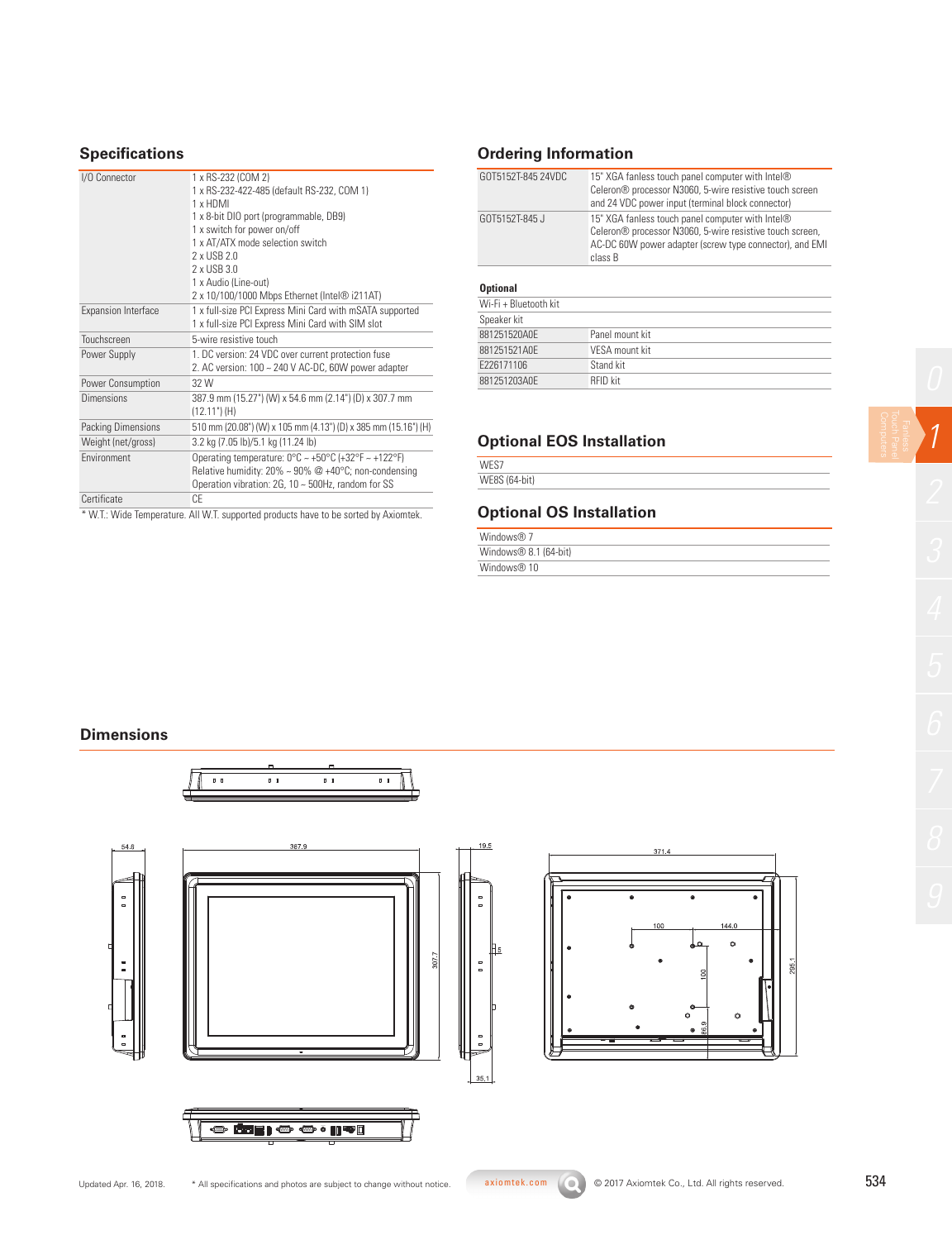## Specifications

| | |
|---|---|
| I/O Connector | 1 x RS-232 (COM 2)<br>1 x RS-232-422-485 (default RS-232, COM 1)<br>1 x HDMI<br>1 x 8-bit DIO port (programmable, DB9)<br>1 x switch for power on/off<br>1 x AT/ATX mode selection switch<br>2 x USB 2.0<br>2 x USB 3.0<br>1 x Audio (Line-out)<br>2 x 10/100/1000 Mbps Ethernet (Intel® i211AT) |
| Expansion Interface | 1 x full-size PCI Express Mini Card with mSATA supported<br>1 x full-size PCI Express Mini Card with SIM slot |
| Touchscreen | 5-wire resistive touch |
| Power Supply | 1. DC version: 24 VDC over current protection fuse<br>2. AC version: 100 ~ 240 V AC-DC, 60W power adapter |
| Power Consumption | 32 W |
| Dimensions | 387.9 mm (15.27") (W) x 54.6 mm (2.14") (D) x 307.7 mm (12.11") (H) |
| Packing Dimensions | 510 mm (20.08") (W) x 105 mm (4.13") (D) x 385 mm (15.16") (H) |
| Weight (net/gross) | 3.2 kg (7.05 lb)/5.1 kg (11.24 lb) |
| Environment | Operating temperature: 0°C ~ +50°C (+32°F ~ +122°F)<br>Relative humidity: 20% ~ 90% @ +40°C; non-condensing<br>Operation vibration: 2G, 10 ~ 500Hz, random for SS |
| Certificate | CE |

* W.T.: Wide Temperature. All W.T. supported products have to be sorted by Axiomtek.

## Ordering Information

| | |
|---|---|
| GOT5152T-845 24VDC | 15" XGA fanless touch panel computer with Intel® Celeron® processor N3060, 5-wire resistive touch screen and 24 VDC power input (terminal block connector) |
| GOT5152T-845 J | 15" XGA fanless touch panel computer with Intel® Celeron® processor N3060, 5-wire resistive touch screen, AC-DC 60W power adapter (screw type connector), and EMI class B |

**Optional**

| | |
|---|---|
| Wi-Fi + Bluetooth kit | |
| Speaker kit | |
| 881251520A0E | Panel mount kit |
| 881251521A0E | VESA mount kit |
| E226171106 | Stand kit |
| 881251203A0E | RFID kit |

## Optional EOS Installation

- WES7
- WE8S (64-bit)

## Optional OS Installation

- Windows® 7
- Windows® 8.1 (64-bit)
- Windows® 10

## Dimensions

54.6
387.9
307.7
19.5
5
35.1
371.4
100
144.0
100
86.9
295.1

Updated Apr. 16, 2018. * All specifications and photos are subject to change without notice. axiomtek.com © 2017 Axiomtek Co., Ltd. All rights reserved.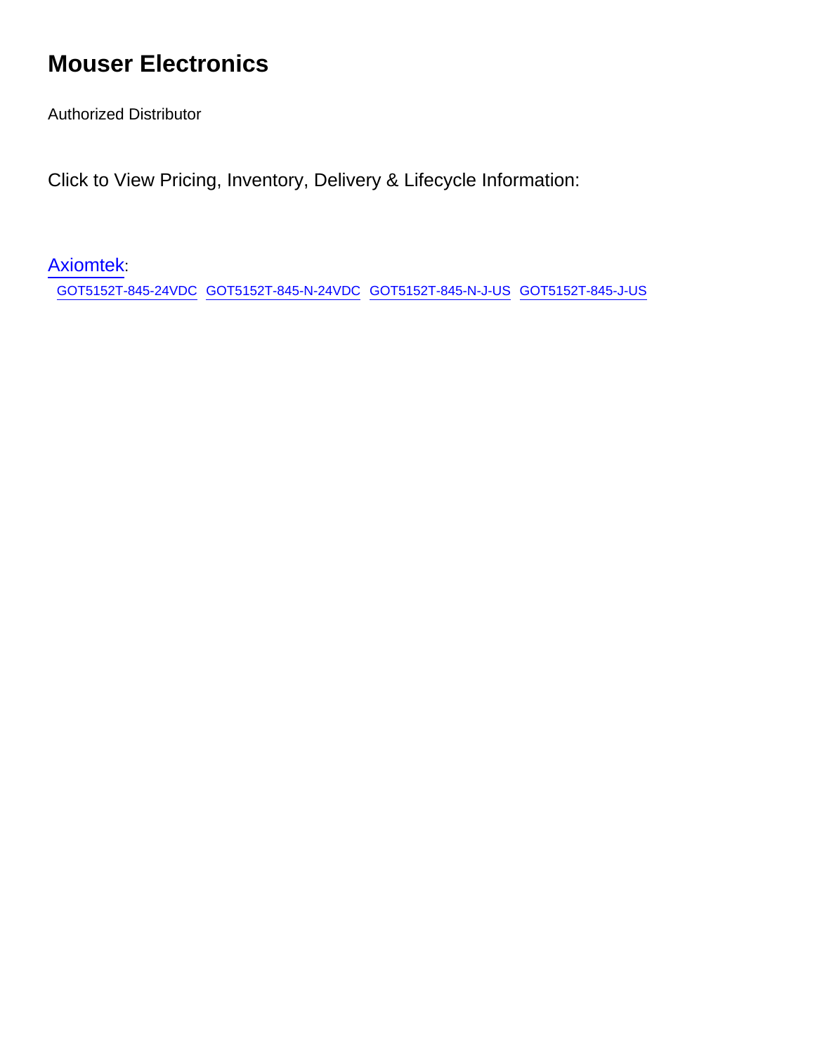# Mouser Electronics

Authorized Distributor

Click to View Pricing, Inventory, Delivery & Lifecycle Information:

Axiomtek:

GOT5152T-845-24VDC GOT5152T-845-N-24VDC GOT5152T-845-N-J-US GOT5152T-845-J-US